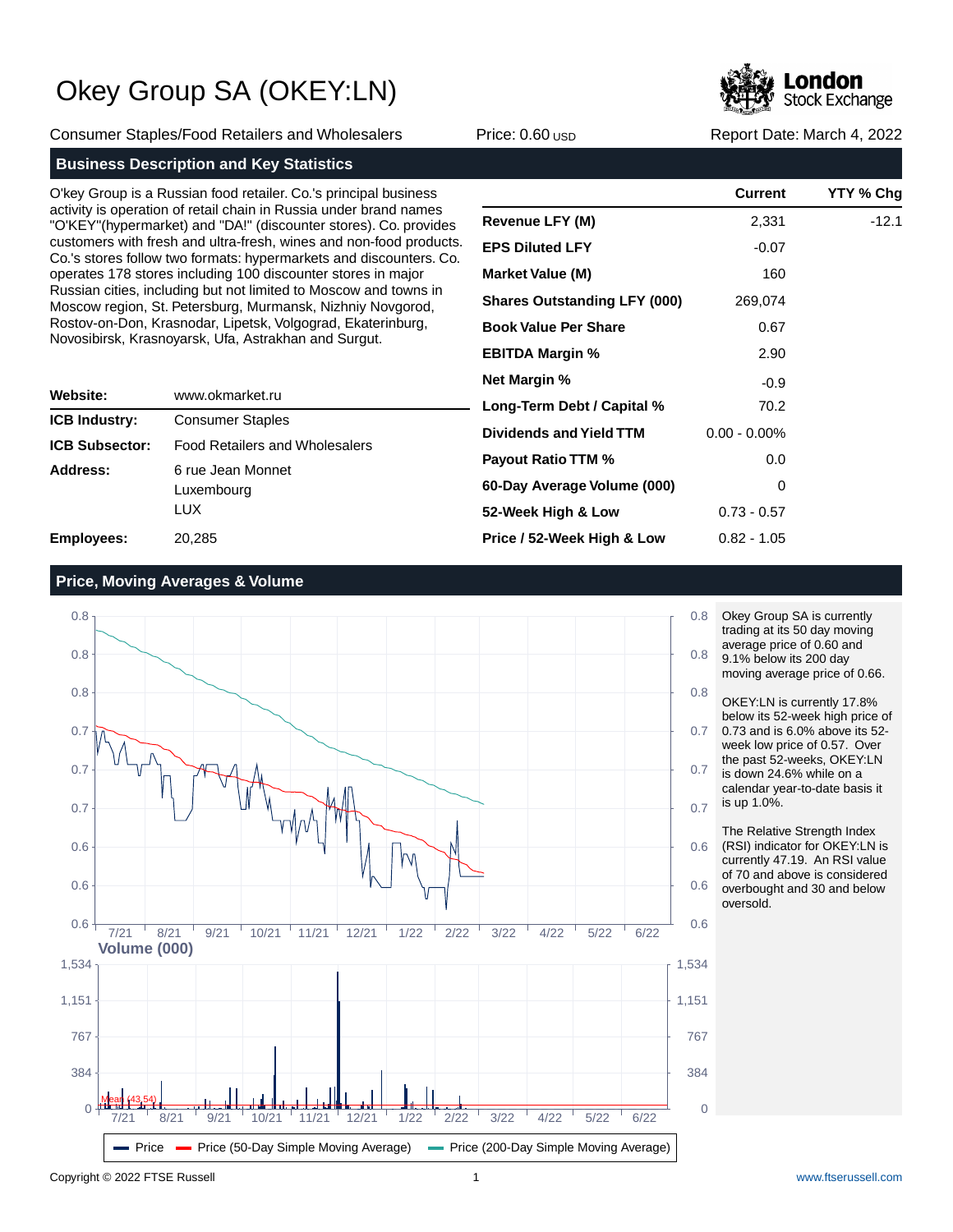# Okey Group SA (OKEY:LN)

Consumer Staples/Food Retailers and Wholesalers | Price: 0.60 USD | Report Date: March 4, 2022

## Business Description and Key Statistics

O'key Group is a Russian food retailer. Co.'s principal business activity is operation of retail chain in Russia under brand names "O'KEY"(hypermarket) and "DA!" (discounter stores). Co. provides customers with fresh and ultra-fresh, wines and non-food products. Co.'s stores follow two formats: hypermarkets and discounters. Co. operates 178 stores including 100 discounter stores in major Russian cities, including but not limited to Moscow and towns in Moscow region, St. Petersburg, Murmansk, Nizhniy Novgorod, Rostov-on-Don, Krasnodar, Lipetsk, Volgograd, Ekaterinburg, Novosibirsk, Krasnoyarsk, Ufa, Astrakhan and Surgut.

| | |
|---|---|
| **Website:** | www.okmarket.ru |
| **ICB Industry:** | Consumer Staples |
| **ICB Subsector:** | Food Retailers and Wholesalers |
| **Address:** | 6 rue Jean Monnet<br>Luxembourg<br>LUX |
| **Employees:** | 20,285 |

| | Current | YTY % Chg |
|---|---|---|
| **Revenue LFY (M)** | 2,331 | -12.1 |
| **EPS Diluted LFY** | -0.07 | |
| **Market Value (M)** | 160 | |
| **Shares Outstanding LFY (000)** | 269,074 | |
| **Book Value Per Share** | 0.67 | |
| **EBITDA Margin %** | 2.90 | |
| **Net Margin %** | -0.9 | |
| **Long-Term Debt / Capital %** | 70.2 | |
| **Dividends and Yield TTM** | 0.00 - 0.00% | |
| **Payout Ratio TTM %** | 0.0 | |
| **60-Day Average Volume (000)** | 0 | |
| **52-Week High & Low** | 0.73 - 0.57 | |
| **Price / 52-Week High & Low** | 0.82 - 1.05 | |

## Price, Moving Averages & Volume

Okey Group SA is currently trading at its 50 day moving average price of 0.60 and 9.1% below its 200 day moving average price of 0.66.

OKEY:LN is currently 17.8% below its 52-week high price of 0.73 and is 6.0% above its 52-week low price of 0.57. Over the past 52-weeks, OKEY:LN is down 24.6% while on a calendar year-to-date basis it is up 1.0%.

The Relative Strength Index (RSI) indicator for OKEY:LN is currently 47.19. An RSI value of 70 and above is considered overbought and 30 and below oversold.

Price | Price (50-Day Simple Moving Average) | Price (200-Day Simple Moving Average)

Copyright © 2022 FTSE Russell | www.ftserussell.com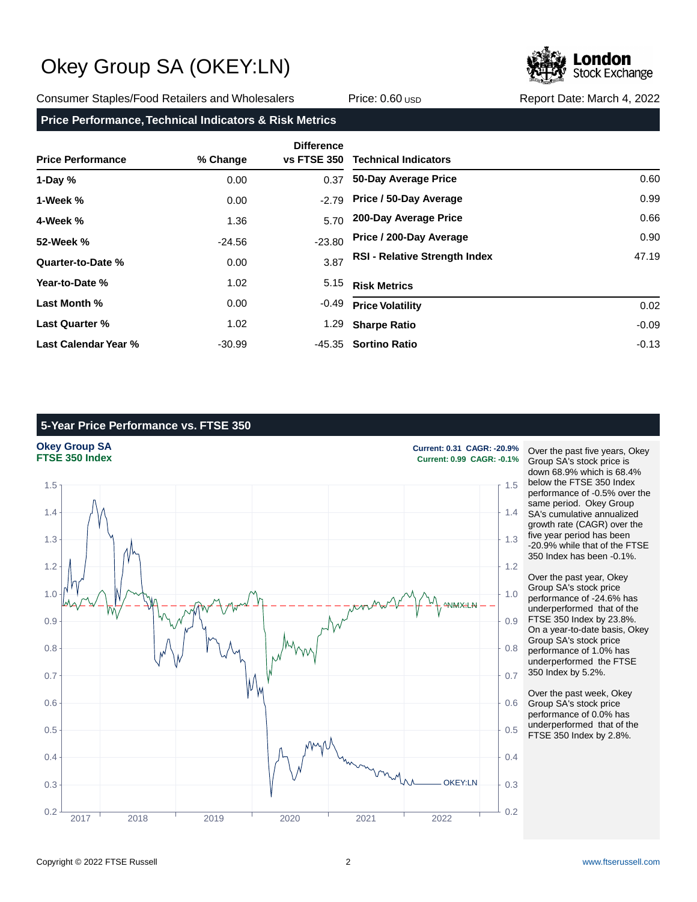# Okey Group SA (OKEY:LN)

Consumer Staples/Food Retailers and Wholesalers | Price: 0.60 USD | Report Date: March 4, 2022

## Price Performance, Technical Indicators & Risk Metrics

| Price Performance | % Change | Difference vs FTSE 350 |
|---|---|---|
| **1-Day %** | 0.00 | 0.37 |
| **1-Week %** | 0.00 | -2.79 |
| **4-Week %** | 1.36 | 5.70 |
| **52-Week %** | -24.56 | -23.80 |
| **Quarter-to-Date %** | 0.00 | 3.87 |
| **Year-to-Date %** | 1.02 | 5.15 |
| **Last Month %** | 0.00 | -0.49 |
| **Last Quarter %** | 1.02 | 1.29 |
| **Last Calendar Year %** | -30.99 | -45.35 |

| Technical Indicators | |
|---|---|
| **50-Day Average Price** | 0.60 |
| **Price / 50-Day Average** | 0.99 |
| **200-Day Average Price** | 0.66 |
| **Price / 200-Day Average** | 0.90 |
| **RSI - Relative Strength Index** | 47.19 |

| Risk Metrics | |
|---|---|
| **Price Volatility** | 0.02 |
| **Sharpe Ratio** | -0.09 |
| **Sortino Ratio** | -0.13 |

## 5-Year Price Performance vs. FTSE 350

**Okey Group SA** — Current: 0.31 CAGR: -20.9%
**FTSE 350 Index** — Current: 0.99 CAGR: -0.1%

Over the past five years, Okey Group SA's stock price is down 68.9% which is 68.4% below the FTSE 350 Index performance of -0.5% over the same period. Okey Group SA's cumulative annualized growth rate (CAGR) over the five year period has been -20.9% while that of the FTSE 350 Index has been -0.1%.

Over the past year, Okey Group SA's stock price performance of -24.6% has underperformed that of the FTSE 350 Index by 23.8%. On a year-to-date basis, Okey Group SA's stock price performance of 1.0% has underperformed the FTSE 350 Index by 5.2%.

Over the past week, Okey Group SA's stock price performance of 0.0% has underperformed that of the FTSE 350 Index by 2.8%.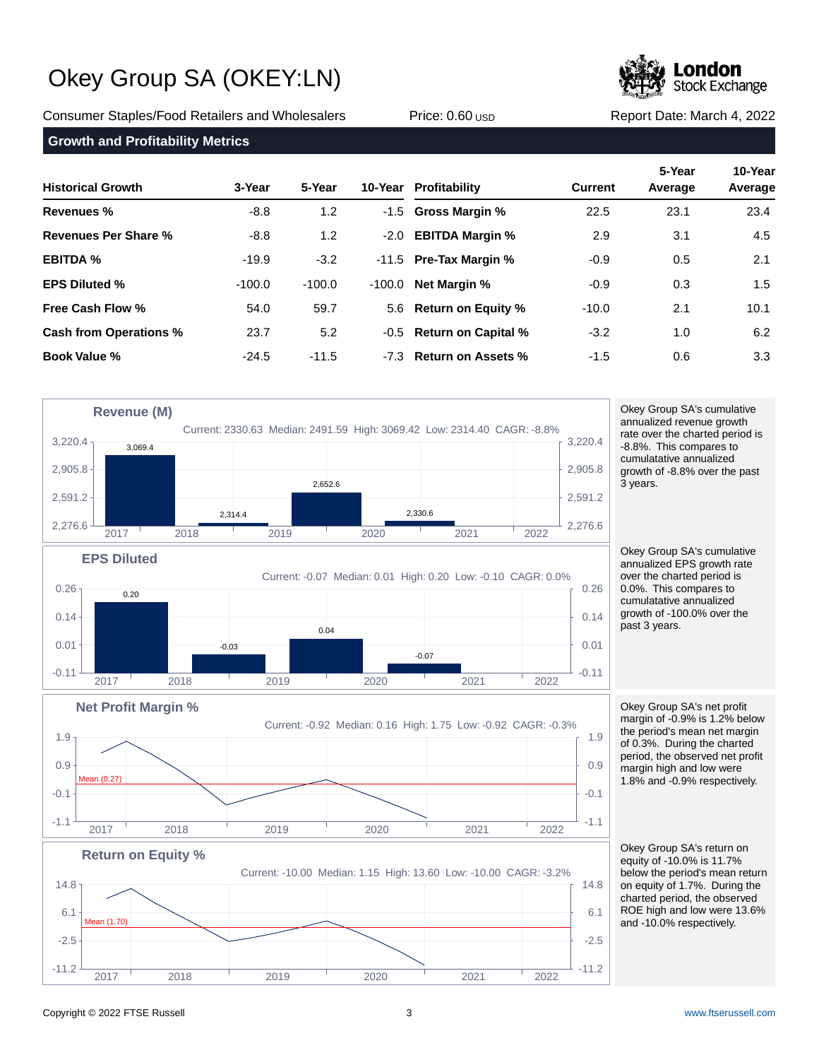# Okey Group SA (OKEY:LN)

Consumer Staples/Food Retailers and Wholesalers    Price: 0.60 USD    Report Date: March 4, 2022

## Growth and Profitability Metrics

| Historical Growth | 3-Year | 5-Year | 10-Year | Profitability | Current | 5-Year Average | 10-Year Average |
|---|---|---|---|---|---|---|---|
| **Revenues %** | -8.8 | 1.2 | -1.5 | **Gross Margin %** | 22.5 | 23.1 | 23.4 |
| **Revenues Per Share %** | -8.8 | 1.2 | -2.0 | **EBITDA Margin %** | 2.9 | 3.1 | 4.5 |
| **EBITDA %** | -19.9 | -3.2 | -11.5 | **Pre-Tax Margin %** | -0.9 | 0.5 | 2.1 |
| **EPS Diluted %** | -100.0 | -100.0 | -100.0 | **Net Margin %** | -0.9 | 0.3 | 1.5 |
| **Free Cash Flow %** | 54.0 | 59.7 | 5.6 | **Return on Equity %** | -10.0 | 2.1 | 10.1 |
| **Cash from Operations %** | 23.7 | 5.2 | -0.5 | **Return on Capital %** | -3.2 | 1.0 | 6.2 |
| **Book Value %** | -24.5 | -11.5 | -7.3 | **Return on Assets %** | -1.5 | 0.6 | 3.3 |

### Revenue (M)

Current: 2330.63  Median: 2491.59  High: 3069.42  Low: 2314.40  CAGR: -8.8%

| 2017 | 2018 | 2019 | 2020 |
|---|---|---|---|
| 3,069.4 | 2,314.4 | 2,652.6 | 2,330.6 |

Okey Group SA's cumulative annualized revenue growth rate over the charted period is -8.8%. This compares to cumulative annualized growth of -8.8% over the past 3 years.

### EPS Diluted

Current: -0.07  Median: 0.01  High: 0.20  Low: -0.10  CAGR: 0.0%

| 2017 | 2018 | 2019 | 2020 |
|---|---|---|---|
| 0.20 | -0.03 | 0.04 | -0.07 |

Okey Group SA's cumulative annualized EPS growth rate over the charted period is 0.0%. This compares to cumulative annualized growth of -100.0% over the past 3 years.

### Net Profit Margin %

Current: -0.92  Median: 0.16  High: 1.75  Low: -0.92  CAGR: -0.3%

Mean (0.27)

Okey Group SA's net profit margin of -0.9% is 1.2% below the period's mean net margin of 0.3%. During the charted period, the observed net profit margin high and low were 1.8% and -0.9% respectively.

### Return on Equity %

Current: -10.00  Median: 1.15  High: 13.60  Low: -10.00  CAGR: -3.2%

Mean (1.70)

Okey Group SA's return on equity of -10.0% is 11.7% below the period's mean return on equity of 1.7%. During the charted period, the observed ROE high and low were 13.6% and -10.0% respectively.

Copyright © 2022 FTSE Russell    www.ftserussell.com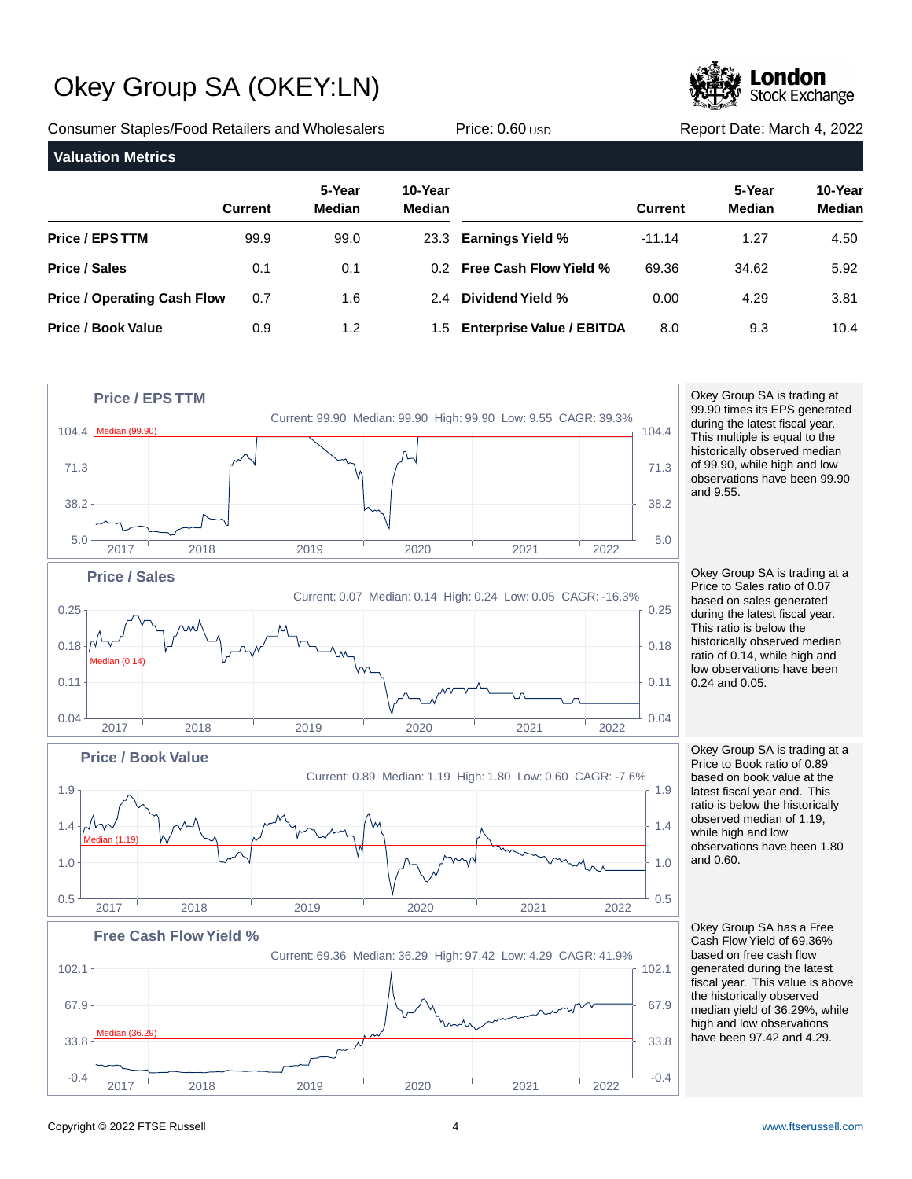# Okey Group SA (OKEY:LN)

Consumer Staples/Food Retailers and Wholesalers | Price: 0.60 USD | Report Date: March 4, 2022

## Valuation Metrics

| | Current | 5-Year Median | 10-Year Median | | Current | 5-Year Median | 10-Year Median |
|---|---|---|---|---|---|---|---|
| **Price / EPS TTM** | 99.9 | 99.0 | 23.3 | **Earnings Yield %** | -11.14 | 1.27 | 4.50 |
| **Price / Sales** | 0.1 | 0.1 | 0.2 | **Free Cash Flow Yield %** | 69.36 | 34.62 | 5.92 |
| **Price / Operating Cash Flow** | 0.7 | 1.6 | 2.4 | **Dividend Yield %** | 0.00 | 4.29 | 3.81 |
| **Price / Book Value** | 0.9 | 1.2 | 1.5 | **Enterprise Value / EBITDA** | 8.0 | 9.3 | 10.4 |

### Price / EPS TTM

Current: 99.90 Median: 99.90 High: 99.90 Low: 9.55 CAGR: 39.3%

Okey Group SA is trading at 99.90 times its EPS generated during the latest fiscal year. This multiple is equal to the historically observed median of 99.90, while high and low observations have been 99.90 and 9.55.

### Price / Sales

Current: 0.07 Median: 0.14 High: 0.24 Low: 0.05 CAGR: -16.3%

Okey Group SA is trading at a Price to Sales ratio of 0.07 based on sales generated during the latest fiscal year. This ratio is below the historically observed median ratio of 0.14, while high and low observations have been 0.24 and 0.05.

### Price / Book Value

Current: 0.89 Median: 1.19 High: 1.80 Low: 0.60 CAGR: -7.6%

Okey Group SA is trading at a Price to Book ratio of 0.89 based on book value at the latest fiscal year end. This ratio is below the historically observed median of 1.19, while high and low observations have been 1.80 and 0.60.

### Free Cash Flow Yield %

Current: 69.36 Median: 36.29 High: 97.42 Low: 4.29 CAGR: 41.9%

Okey Group SA has a Free Cash Flow Yield of 69.36% based on free cash flow generated during the latest fiscal year. This value is above the historically observed median yield of 36.29%, while high and low observations have been 97.42 and 4.29.

Copyright © 2022 FTSE Russell

www.ftserussell.com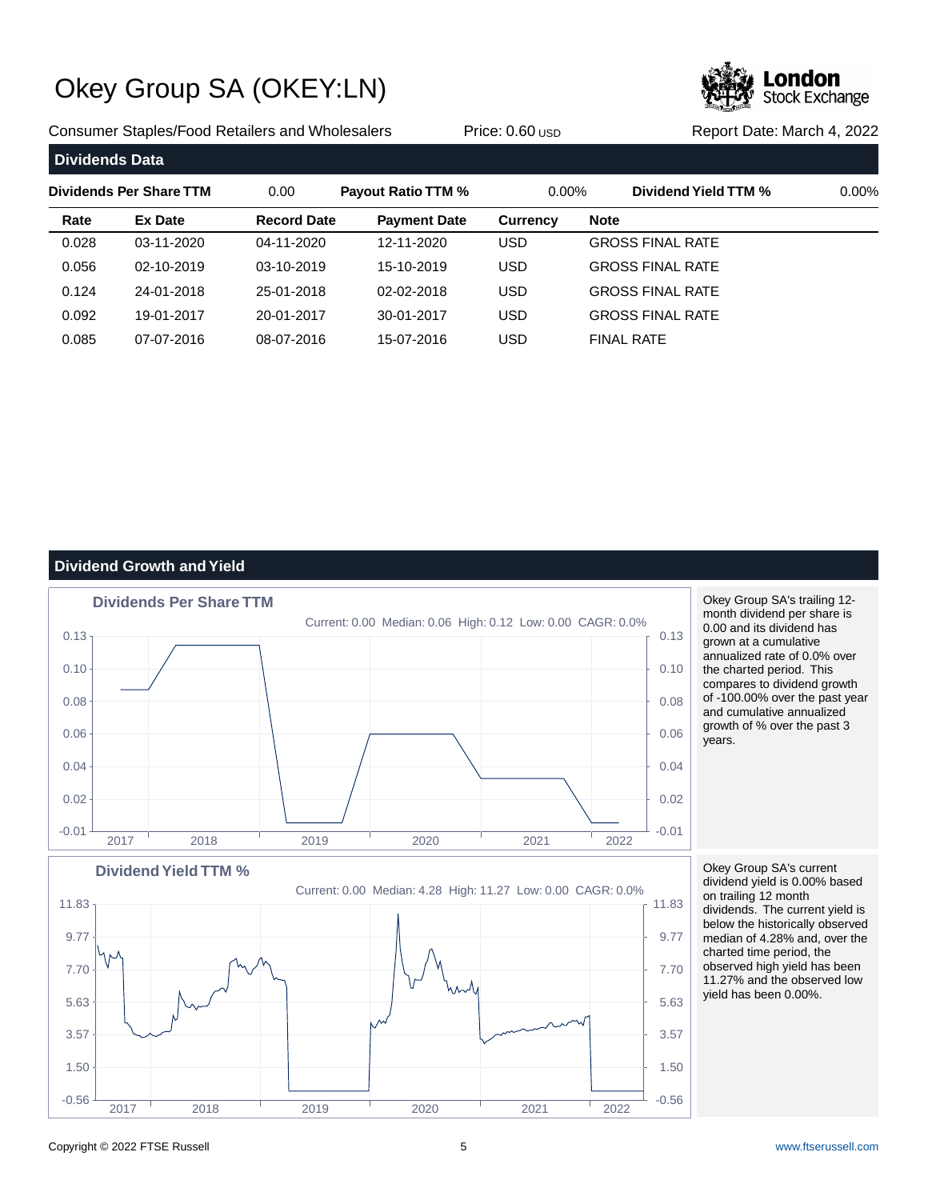# Okey Group SA (OKEY:LN)

Consumer Staples/Food Retailers and Wholesalers | Price: 0.60 USD | Report Date: March 4, 2022

## Dividends Data

| Dividends Per Share TTM | 0.00 | Payout Ratio TTM % | 0.00% | Dividend Yield TTM % | 0.00% |
|---|---|---|---|---|---|

| Rate | Ex Date | Record Date | Payment Date | Currency | Note |
|---|---|---|---|---|---|
| 0.028 | 03-11-2020 | 04-11-2020 | 12-11-2020 | USD | GROSS FINAL RATE |
| 0.056 | 02-10-2019 | 03-10-2019 | 15-10-2019 | USD | GROSS FINAL RATE |
| 0.124 | 24-01-2018 | 25-01-2018 | 02-02-2018 | USD | GROSS FINAL RATE |
| 0.092 | 19-01-2017 | 20-01-2017 | 30-01-2017 | USD | GROSS FINAL RATE |
| 0.085 | 07-07-2016 | 08-07-2016 | 15-07-2016 | USD | FINAL RATE |

## Dividend Growth and Yield

**Dividends Per Share TTM**

Current: 0.00 Median: 0.06 High: 0.12 Low: 0.00 CAGR: 0.0%

Okey Group SA's trailing 12-month dividend per share is 0.00 and its dividend has grown at a cumulative annualized rate of 0.0% over the charted period. This compares to dividend growth of -100.00% over the past year and cumulative annualized growth of % over the past 3 years.

**Dividend Yield TTM %**

Current: 0.00 Median: 4.28 High: 11.27 Low: 0.00 CAGR: 0.0%

Okey Group SA's current dividend yield is 0.00% based on trailing 12 month dividends. The current yield is below the historically observed median of 4.28% and, over the charted time period, the observed high yield has been 11.27% and the observed low yield has been 0.00%.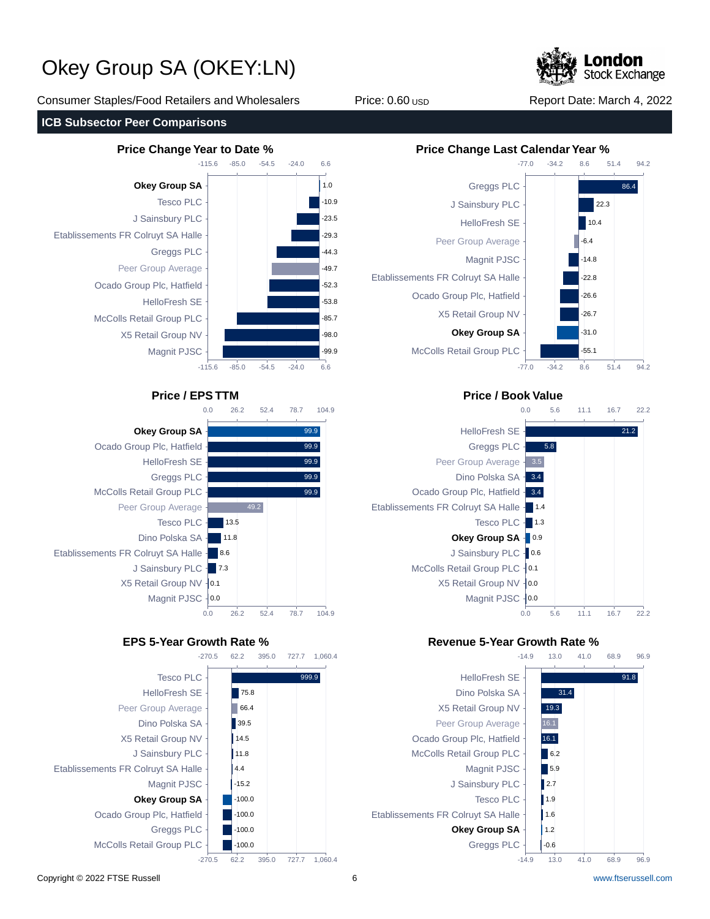# Okey Group SA (OKEY:LN)

Consumer Staples/Food Retailers and Wholesalers | Price: 0.60 USD | Report Date: March 4, 2022

## ICB Subsector Peer Comparisons

### Price Change Year to Date %

| Company | Value |
|---|---|
| **Okey Group SA** | 1.0 |
| Tesco PLC | -10.9 |
| J Sainsbury PLC | -23.5 |
| Etablissements FR Colruyt SA Halle | -29.3 |
| Greggs PLC | -44.3 |
| Peer Group Average | -49.7 |
| Ocado Group Plc, Hatfield | -52.3 |
| HelloFresh SE | -53.8 |
| McColls Retail Group PLC | -85.7 |
| X5 Retail Group NV | -98.0 |
| Magnit PJSC | -99.9 |

### Price Change Last Calendar Year %

| Company | Value |
|---|---|
| Greggs PLC | 86.4 |
| J Sainsbury PLC | 22.3 |
| HelloFresh SE | 10.4 |
| Peer Group Average | -6.4 |
| Magnit PJSC | -14.8 |
| Etablissements FR Colruyt SA Halle | -22.8 |
| Ocado Group Plc, Hatfield | -26.6 |
| X5 Retail Group NV | -26.7 |
| **Okey Group SA** | -31.0 |
| McColls Retail Group PLC | -55.1 |

### Price / EPS TTM

| Company | Value |
|---|---|
| **Okey Group SA** | 99.9 |
| Ocado Group Plc, Hatfield | 99.9 |
| HelloFresh SE | 99.9 |
| Greggs PLC | 99.9 |
| McColls Retail Group PLC | 99.9 |
| Peer Group Average | 49.2 |
| Tesco PLC | 13.5 |
| Dino Polska SA | 11.8 |
| Etablissements FR Colruyt SA Halle | 8.6 |
| J Sainsbury PLC | 7.3 |
| X5 Retail Group NV | 0.1 |
| Magnit PJSC | 0.0 |

### Price / Book Value

| Company | Value |
|---|---|
| HelloFresh SE | 21.2 |
| Greggs PLC | 5.8 |
| Peer Group Average | 3.5 |
| Dino Polska SA | 3.4 |
| Ocado Group Plc, Hatfield | 3.4 |
| Etablissements FR Colruyt SA Halle | 1.4 |
| Tesco PLC | 1.3 |
| **Okey Group SA** | 0.9 |
| J Sainsbury PLC | 0.6 |
| McColls Retail Group PLC | 0.1 |
| X5 Retail Group NV | 0.0 |
| Magnit PJSC | 0.0 |

### EPS 5-Year Growth Rate %

| Company | Value |
|---|---|
| Tesco PLC | 999.9 |
| HelloFresh SE | 75.8 |
| Peer Group Average | 66.4 |
| Dino Polska SA | 39.5 |
| X5 Retail Group NV | 14.5 |
| J Sainsbury PLC | 11.8 |
| Etablissements FR Colruyt SA Halle | 4.4 |
| Magnit PJSC | -15.2 |
| **Okey Group SA** | -100.0 |
| Ocado Group Plc, Hatfield | -100.0 |
| Greggs PLC | -100.0 |
| McColls Retail Group PLC | -100.0 |

### Revenue 5-Year Growth Rate %

| Company | Value |
|---|---|
| HelloFresh SE | 91.8 |
| Dino Polska SA | 31.4 |
| X5 Retail Group NV | 19.3 |
| Peer Group Average | 16.1 |
| Ocado Group Plc, Hatfield | 16.1 |
| McColls Retail Group PLC | 6.2 |
| Magnit PJSC | 5.9 |
| J Sainsbury PLC | 2.7 |
| Tesco PLC | 1.9 |
| Etablissements FR Colruyt SA Halle | 1.6 |
| **Okey Group SA** | 1.2 |
| Greggs PLC | -0.6 |

Copyright © 2022 FTSE Russell | www.ftserussell.com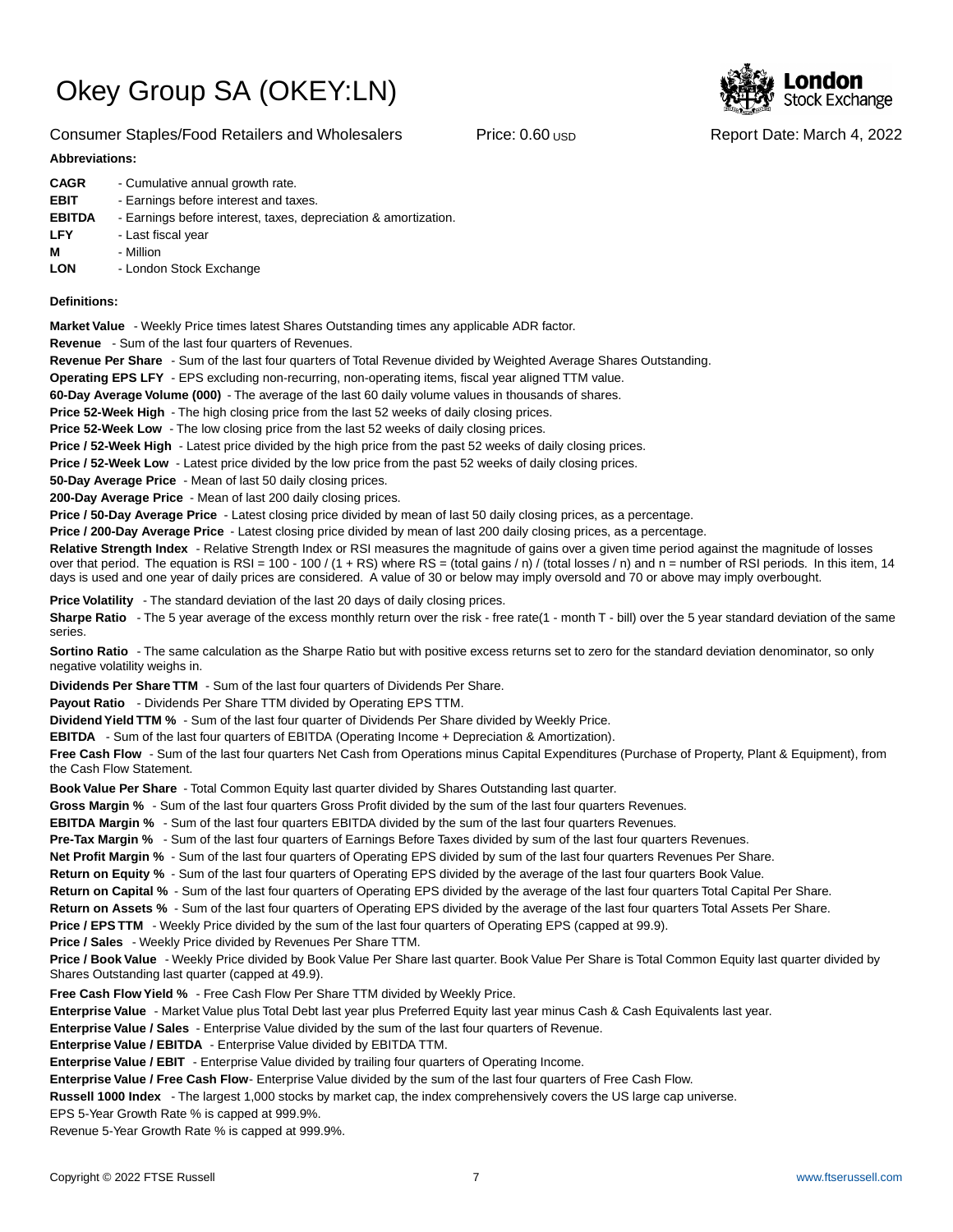# Okey Group SA (OKEY:LN)

Consumer Staples/Food Retailers and Wholesalers    Price: 0.60 USD    Report Date: March 4, 2022

**Abbreviations:**

**CAGR** - Cumulative annual growth rate.
**EBIT** - Earnings before interest and taxes.
**EBITDA** - Earnings before interest, taxes, depreciation & amortization.
**LFY** - Last fiscal year
**M** - Million
**LON** - London Stock Exchange

**Definitions:**

**Market Value** - Weekly Price times latest Shares Outstanding times any applicable ADR factor.
**Revenue** - Sum of the last four quarters of Revenues.
**Revenue Per Share** - Sum of the last four quarters of Total Revenue divided by Weighted Average Shares Outstanding.
**Operating EPS LFY** - EPS excluding non-recurring, non-operating items, fiscal year aligned TTM value.
**60-Day Average Volume (000)** - The average of the last 60 daily volume values in thousands of shares.
**Price 52-Week High** - The high closing price from the last 52 weeks of daily closing prices.
**Price 52-Week Low** - The low closing price from the last 52 weeks of daily closing prices.
**Price / 52-Week High** - Latest price divided by the high price from the past 52 weeks of daily closing prices.
**Price / 52-Week Low** - Latest price divided by the low price from the past 52 weeks of daily closing prices.
**50-Day Average Price** - Mean of last 50 daily closing prices.
**200-Day Average Price** - Mean of last 200 daily closing prices.
**Price / 50-Day Average Price** - Latest closing price divided by mean of last 50 daily closing prices, as a percentage.
**Price / 200-Day Average Price** - Latest closing price divided by mean of last 200 daily closing prices, as a percentage.
**Relative Strength Index** - Relative Strength Index or RSI measures the magnitude of gains over a given time period against the magnitude of losses over that period. The equation is RSI = 100 - 100 / (1 + RS) where RS = (total gains / n) / (total losses / n) and n = number of RSI periods. In this item, 14 days is used and one year of daily prices are considered. A value of 30 or below may imply oversold and 70 or above may imply overbought.

**Price Volatility** - The standard deviation of the last 20 days of daily closing prices.
**Sharpe Ratio** - The 5 year average of the excess monthly return over the risk - free rate(1 - month T - bill) over the 5 year standard deviation of the same series.
**Sortino Ratio** - The same calculation as the Sharpe Ratio but with positive excess returns set to zero for the standard deviation denominator, so only negative volatility weighs in.
**Dividends Per Share TTM** - Sum of the last four quarters of Dividends Per Share.
**Payout Ratio** - Dividends Per Share TTM divided by Operating EPS TTM.
**Dividend Yield TTM %** - Sum of the last four quarter of Dividends Per Share divided by Weekly Price.
**EBITDA** - Sum of the last four quarters of EBITDA (Operating Income + Depreciation & Amortization).
**Free Cash Flow** - Sum of the last four quarters Net Cash from Operations minus Capital Expenditures (Purchase of Property, Plant & Equipment), from the Cash Flow Statement.
**Book Value Per Share** - Total Common Equity last quarter divided by Shares Outstanding last quarter.
**Gross Margin %** - Sum of the last four quarters Gross Profit divided by the sum of the last four quarters Revenues.
**EBITDA Margin %** - Sum of the last four quarters EBITDA divided by the sum of the last four quarters Revenues.
**Pre-Tax Margin %** - Sum of the last four quarters of Earnings Before Taxes divided by sum of the last four quarters Revenues.
**Net Profit Margin %** - Sum of the last four quarters of Operating EPS divided by sum of the last four quarters Revenues Per Share.
**Return on Equity %** - Sum of the last four quarters of Operating EPS divided by the average of the last four quarters Book Value.
**Return on Capital %** - Sum of the last four quarters of Operating EPS divided by the average of the last four quarters Total Capital Per Share.
**Return on Assets %** - Sum of the last four quarters of Operating EPS divided by the average of the last four quarters Total Assets Per Share.
**Price / EPS TTM** - Weekly Price divided by the sum of the last four quarters of Operating EPS (capped at 99.9).
**Price / Sales** - Weekly Price divided by Revenues Per Share TTM.
**Price / Book Value** - Weekly Price divided by Book Value Per Share last quarter. Book Value Per Share is Total Common Equity last quarter divided by Shares Outstanding last quarter (capped at 49.9).
**Free Cash Flow Yield %** - Free Cash Flow Per Share TTM divided by Weekly Price.
**Enterprise Value** - Market Value plus Total Debt last year plus Preferred Equity last year minus Cash & Cash Equivalents last year.
**Enterprise Value / Sales** - Enterprise Value divided by the sum of the last four quarters of Revenue.
**Enterprise Value / EBITDA** - Enterprise Value divided by EBITDA TTM.
**Enterprise Value / EBIT** - Enterprise Value divided by trailing four quarters of Operating Income.
**Enterprise Value / Free Cash Flow**- Enterprise Value divided by the sum of the last four quarters of Free Cash Flow.
**Russell 1000 Index** - The largest 1,000 stocks by market cap, the index comprehensively covers the US large cap universe.
EPS 5-Year Growth Rate % is capped at 999.9%.
Revenue 5-Year Growth Rate % is capped at 999.9%.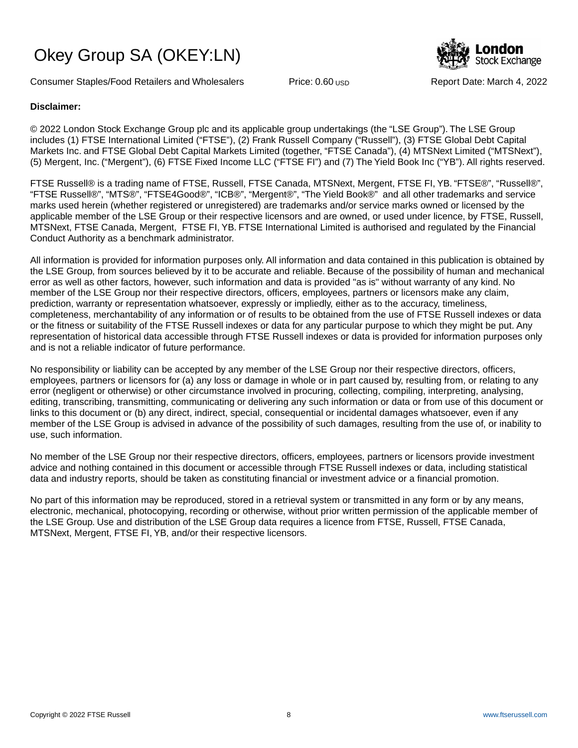**Disclaimer:**

© 2022 London Stock Exchange Group plc and its applicable group undertakings (the "LSE Group"). The LSE Group includes (1) FTSE International Limited ("FTSE"), (2) Frank Russell Company ("Russell"), (3) FTSE Global Debt Capital Markets Inc. and FTSE Global Debt Capital Markets Limited (together, "FTSE Canada"), (4) MTSNext Limited ("MTSNext"), (5) Mergent, Inc. ("Mergent"), (6) FTSE Fixed Income LLC ("FTSE FI") and (7) The Yield Book Inc ("YB"). All rights reserved.

FTSE Russell® is a trading name of FTSE, Russell, FTSE Canada, MTSNext, Mergent, FTSE FI, YB. "FTSE®", "Russell®", "FTSE Russell®", "MTS®", "FTSE4Good®", "ICB®", "Mergent®", "The Yield Book®" and all other trademarks and service marks used herein (whether registered or unregistered) are trademarks and/or service marks owned or licensed by the applicable member of the LSE Group or their respective licensors and are owned, or used under licence, by FTSE, Russell, MTSNext, FTSE Canada, Mergent, FTSE FI, YB. FTSE International Limited is authorised and regulated by the Financial Conduct Authority as a benchmark administrator.

All information is provided for information purposes only. All information and data contained in this publication is obtained by the LSE Group, from sources believed by it to be accurate and reliable. Because of the possibility of human and mechanical error as well as other factors, however, such information and data is provided "as is" without warranty of any kind. No member of the LSE Group nor their respective directors, officers, employees, partners or licensors make any claim, prediction, warranty or representation whatsoever, expressly or impliedly, either as to the accuracy, timeliness, completeness, merchantability of any information or of results to be obtained from the use of FTSE Russell indexes or data or the fitness or suitability of the FTSE Russell indexes or data for any particular purpose to which they might be put. Any representation of historical data accessible through FTSE Russell indexes or data is provided for information purposes only and is not a reliable indicator of future performance.

No responsibility or liability can be accepted by any member of the LSE Group nor their respective directors, officers, employees, partners or licensors for (a) any loss or damage in whole or in part caused by, resulting from, or relating to any error (negligent or otherwise) or other circumstance involved in procuring, collecting, compiling, interpreting, analysing, editing, transcribing, transmitting, communicating or delivering any such information or data or from use of this document or links to this document or (b) any direct, indirect, special, consequential or incidental damages whatsoever, even if any member of the LSE Group is advised in advance of the possibility of such damages, resulting from the use of, or inability to use, such information.

No member of the LSE Group nor their respective directors, officers, employees, partners or licensors provide investment advice and nothing contained in this document or accessible through FTSE Russell indexes or data, including statistical data and industry reports, should be taken as constituting financial or investment advice or a financial promotion.

No part of this information may be reproduced, stored in a retrieval system or transmitted in any form or by any means, electronic, mechanical, photocopying, recording or otherwise, without prior written permission of the applicable member of the LSE Group. Use and distribution of the LSE Group data requires a licence from FTSE, Russell, FTSE Canada, MTSNext, Mergent, FTSE FI, YB, and/or their respective licensors.